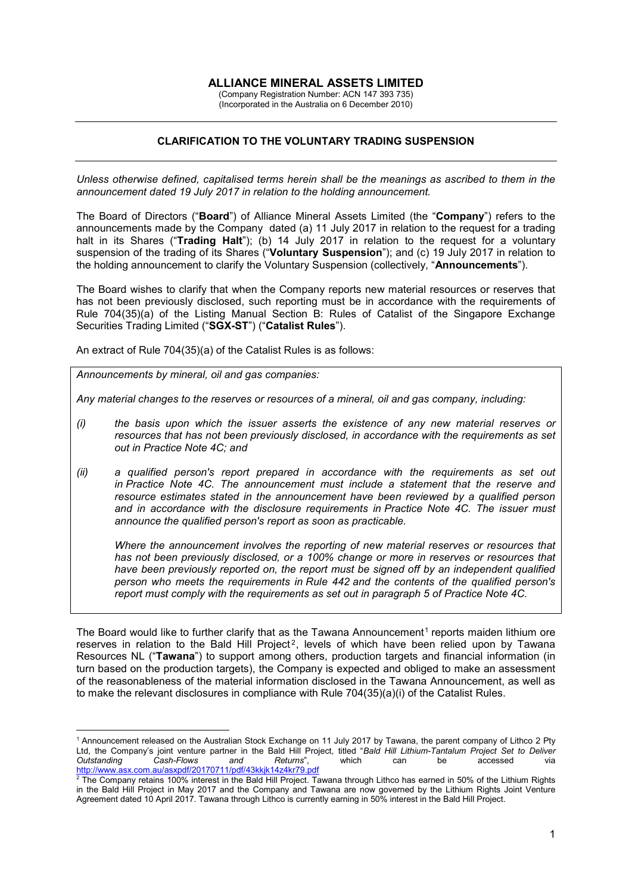# ALLIANCE MINERAL ASSETS LIMITED

(Company Registration Number: ACN 147 393 735)
(Incorporated in the Australia on 6 December 2010)

## CLARIFICATION TO THE VOLUNTARY TRADING SUSPENSION

*Unless otherwise defined, capitalised terms herein shall be the meanings as ascribed to them in the announcement dated 19 July 2017 in relation to the holding announcement.*

The Board of Directors ("**Board**") of Alliance Mineral Assets Limited (the "**Company**") refers to the announcements made by the Company dated (a) 11 July 2017 in relation to the request for a trading halt in its Shares ("**Trading Halt**"); (b) 14 July 2017 in relation to the request for a voluntary suspension of the trading of its Shares ("**Voluntary Suspension**"); and (c) 19 July 2017 in relation to the holding announcement to clarify the Voluntary Suspension (collectively, "**Announcements**").

The Board wishes to clarify that when the Company reports new material resources or reserves that has not been previously disclosed, such reporting must be in accordance with the requirements of Rule 704(35)(a) of the Listing Manual Section B: Rules of Catalist of the Singapore Exchange Securities Trading Limited ("**SGX-ST**") ("**Catalist Rules**").

An extract of Rule 704(35)(a) of the Catalist Rules is as follows:

> *Announcements by mineral, oil and gas companies:*
>
> *Any material changes to the reserves or resources of a mineral, oil and gas company, including:*
>
> *(i) the basis upon which the issuer asserts the existence of any new material reserves or resources that has not been previously disclosed, in accordance with the requirements as set out in Practice Note 4C; and*
>
> *(ii) a qualified person's report prepared in accordance with the requirements as set out in Practice Note 4C. The announcement must include a statement that the reserve and resource estimates stated in the announcement have been reviewed by a qualified person and in accordance with the disclosure requirements in Practice Note 4C. The issuer must announce the qualified person's report as soon as practicable.*
>
> *Where the announcement involves the reporting of new material reserves or resources that has not been previously disclosed, or a 100% change or more in reserves or resources that have been previously reported on, the report must be signed off by an independent qualified person who meets the requirements in Rule 442 and the contents of the qualified person's report must comply with the requirements as set out in paragraph 5 of Practice Note 4C.*

The Board would like to further clarify that as the Tawana Announcement[1] reports maiden lithium ore reserves in relation to the Bald Hill Project[2], levels of which have been relied upon by Tawana Resources NL ("**Tawana**") to support among others, production targets and financial information (in turn based on the production targets), the Company is expected and obliged to make an assessment of the reasonableness of the material information disclosed in the Tawana Announcement, as well as to make the relevant disclosures in compliance with Rule 704(35)(a)(i) of the Catalist Rules.

---

[1] Announcement released on the Australian Stock Exchange on 11 July 2017 by Tawana, the parent company of Lithco 2 Pty Ltd, the Company's joint venture partner in the Bald Hill Project, titled "*Bald Hill Lithium-Tantalum Project Set to Deliver Outstanding Cash-Flows and Returns*", which can be accessed via http://www.asx.com.au/asxpdf/20170711/pdf/43kkjk14z4kr79.pdf

[2] The Company retains 100% interest in the Bald Hill Project. Tawana through Lithco has earned in 50% of the Lithium Rights in the Bald Hill Project in May 2017 and the Company and Tawana are now governed by the Lithium Rights Joint Venture Agreement dated 10 April 2017. Tawana through Lithco is currently earning in 50% interest in the Bald Hill Project.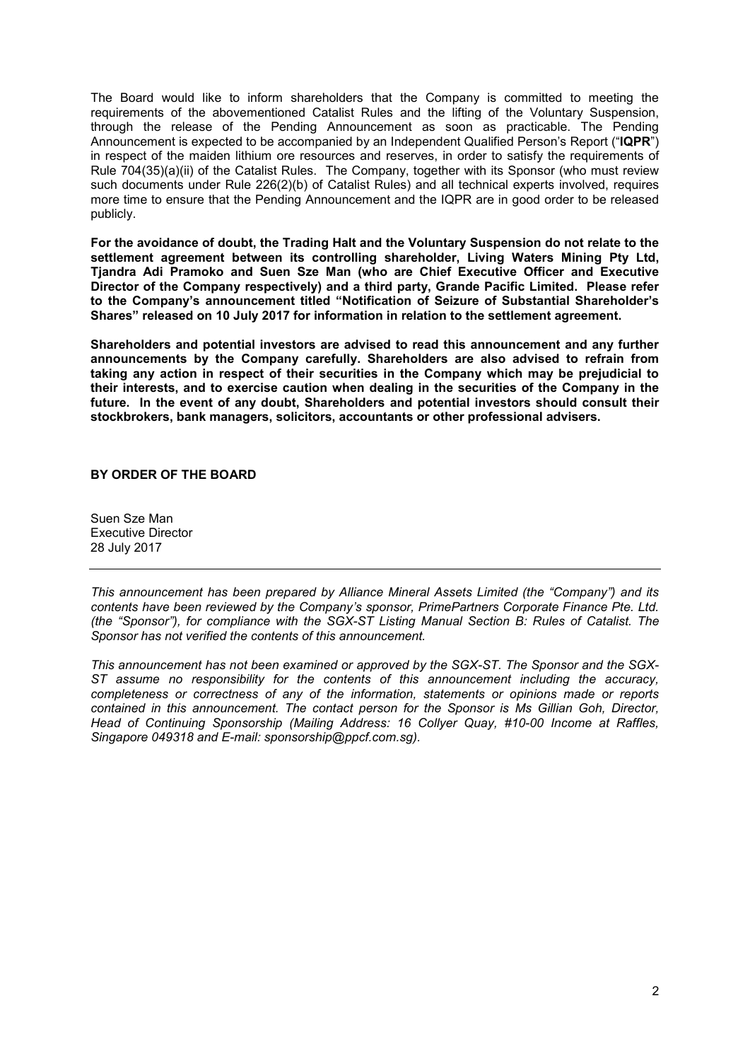The Board would like to inform shareholders that the Company is committed to meeting the requirements of the abovementioned Catalist Rules and the lifting of the Voluntary Suspension, through the release of the Pending Announcement as soon as practicable. The Pending Announcement is expected to be accompanied by an Independent Qualified Person's Report ("**IQPR**") in respect of the maiden lithium ore resources and reserves, in order to satisfy the requirements of Rule 704(35)(a)(ii) of the Catalist Rules. The Company, together with its Sponsor (who must review such documents under Rule 226(2)(b) of Catalist Rules) and all technical experts involved, requires more time to ensure that the Pending Announcement and the IQPR are in good order to be released publicly.

**For the avoidance of doubt, the Trading Halt and the Voluntary Suspension do not relate to the settlement agreement between its controlling shareholder, Living Waters Mining Pty Ltd, Tjandra Adi Pramoko and Suen Sze Man (who are Chief Executive Officer and Executive Director of the Company respectively) and a third party, Grande Pacific Limited. Please refer to the Company's announcement titled "Notification of Seizure of Substantial Shareholder's Shares" released on 10 July 2017 for information in relation to the settlement agreement.**

**Shareholders and potential investors are advised to read this announcement and any further announcements by the Company carefully. Shareholders are also advised to refrain from taking any action in respect of their securities in the Company which may be prejudicial to their interests, and to exercise caution when dealing in the securities of the Company in the future. In the event of any doubt, Shareholders and potential investors should consult their stockbrokers, bank managers, solicitors, accountants or other professional advisers.**

**BY ORDER OF THE BOARD**

Suen Sze Man
Executive Director
28 July 2017

---

*This announcement has been prepared by Alliance Mineral Assets Limited (the "Company") and its contents have been reviewed by the Company's sponsor, PrimePartners Corporate Finance Pte. Ltd. (the "Sponsor"), for compliance with the SGX-ST Listing Manual Section B: Rules of Catalist. The Sponsor has not verified the contents of this announcement.*

*This announcement has not been examined or approved by the SGX-ST. The Sponsor and the SGX-ST assume no responsibility for the contents of this announcement including the accuracy, completeness or correctness of any of the information, statements or opinions made or reports contained in this announcement. The contact person for the Sponsor is Ms Gillian Goh, Director, Head of Continuing Sponsorship (Mailing Address: 16 Collyer Quay, #10-00 Income at Raffles, Singapore 049318 and E-mail: sponsorship@ppcf.com.sg).*